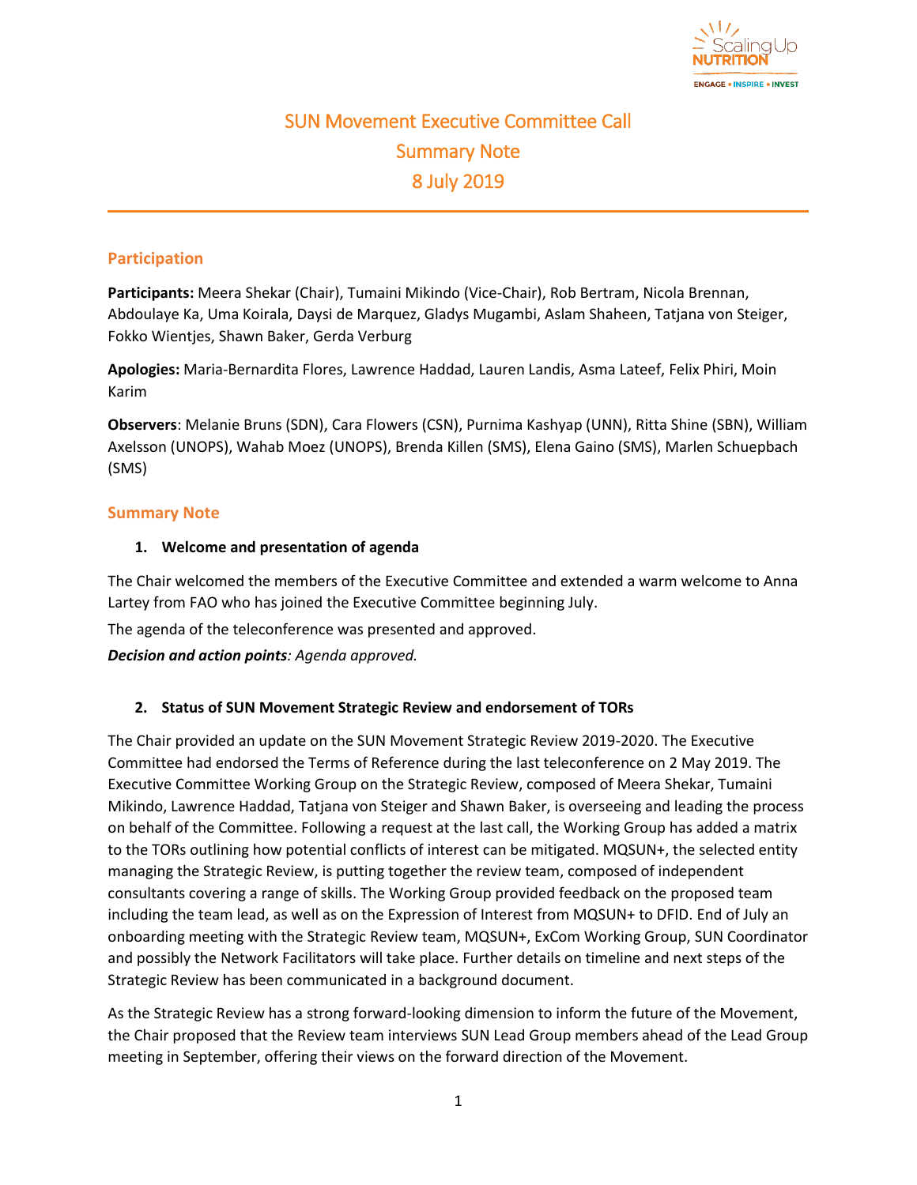# SUN Movement Executive Committee Call
## Summary Note
## 8 July 2019

### Participation

**Participants:** Meera Shekar (Chair), Tumaini Mikindo (Vice-Chair), Rob Bertram, Nicola Brennan, Abdoulaye Ka, Uma Koirala, Daysi de Marquez, Gladys Mugambi, Aslam Shaheen, Tatjana von Steiger, Fokko Wientjes, Shawn Baker, Gerda Verburg

**Apologies:** Maria-Bernardita Flores, Lawrence Haddad, Lauren Landis, Asma Lateef, Felix Phiri, Moin Karim

**Observers**: Melanie Bruns (SDN), Cara Flowers (CSN), Purnima Kashyap (UNN), Ritta Shine (SBN), William Axelsson (UNOPS), Wahab Moez (UNOPS), Brenda Killen (SMS), Elena Gaino (SMS), Marlen Schuepbach (SMS)

### Summary Note

**1. Welcome and presentation of agenda**

The Chair welcomed the members of the Executive Committee and extended a warm welcome to Anna Lartey from FAO who has joined the Executive Committee beginning July.

The agenda of the teleconference was presented and approved.

***Decision and action points**: Agenda approved.*

**2. Status of SUN Movement Strategic Review and endorsement of TORs**

The Chair provided an update on the SUN Movement Strategic Review 2019-2020. The Executive Committee had endorsed the Terms of Reference during the last teleconference on 2 May 2019. The Executive Committee Working Group on the Strategic Review, composed of Meera Shekar, Tumaini Mikindo, Lawrence Haddad, Tatjana von Steiger and Shawn Baker, is overseeing and leading the process on behalf of the Committee. Following a request at the last call, the Working Group has added a matrix to the TORs outlining how potential conflicts of interest can be mitigated. MQSUN+, the selected entity managing the Strategic Review, is putting together the review team, composed of independent consultants covering a range of skills. The Working Group provided feedback on the proposed team including the team lead, as well as on the Expression of Interest from MQSUN+ to DFID. End of July an onboarding meeting with the Strategic Review team, MQSUN+, ExCom Working Group, SUN Coordinator and possibly the Network Facilitators will take place. Further details on timeline and next steps of the Strategic Review has been communicated in a background document.

As the Strategic Review has a strong forward-looking dimension to inform the future of the Movement, the Chair proposed that the Review team interviews SUN Lead Group members ahead of the Lead Group meeting in September, offering their views on the forward direction of the Movement.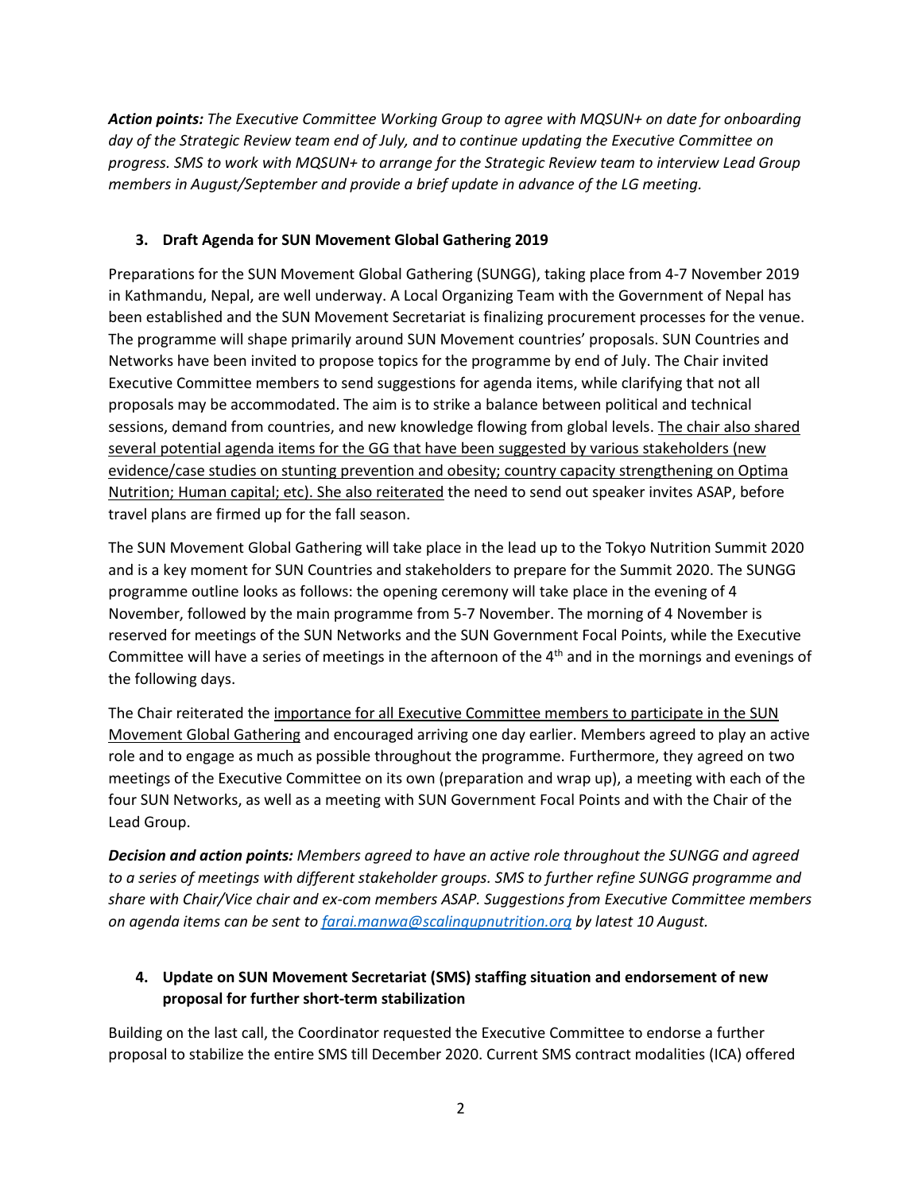***Action points:*** *The Executive Committee Working Group to agree with MQSUN+ on date for onboarding day of the Strategic Review team end of July, and to continue updating the Executive Committee on progress. SMS to work with MQSUN+ to arrange for the Strategic Review team to interview Lead Group members in August/September and provide a brief update in advance of the LG meeting.*

### 3. Draft Agenda for SUN Movement Global Gathering 2019

Preparations for the SUN Movement Global Gathering (SUNGG), taking place from 4-7 November 2019 in Kathmandu, Nepal, are well underway. A Local Organizing Team with the Government of Nepal has been established and the SUN Movement Secretariat is finalizing procurement processes for the venue. The programme will shape primarily around SUN Movement countries' proposals. SUN Countries and Networks have been invited to propose topics for the programme by end of July. The Chair invited Executive Committee members to send suggestions for agenda items, while clarifying that not all proposals may be accommodated. The aim is to strike a balance between political and technical sessions, demand from countries, and new knowledge flowing from global levels. <u>The chair also shared several potential agenda items for the GG that have been suggested by various stakeholders (new evidence/case studies on stunting prevention and obesity; country capacity strengthening on Optima Nutrition; Human capital; etc). She also reiterated</u> the need to send out speaker invites ASAP, before travel plans are firmed up for the fall season.

The SUN Movement Global Gathering will take place in the lead up to the Tokyo Nutrition Summit 2020 and is a key moment for SUN Countries and stakeholders to prepare for the Summit 2020. The SUNGG programme outline looks as follows: the opening ceremony will take place in the evening of 4 November, followed by the main programme from 5-7 November. The morning of 4 November is reserved for meetings of the SUN Networks and the SUN Government Focal Points, while the Executive Committee will have a series of meetings in the afternoon of the 4th and in the mornings and evenings of the following days.

The Chair reiterated the <u>importance for all Executive Committee members to participate in the SUN Movement Global Gathering</u> and encouraged arriving one day earlier. Members agreed to play an active role and to engage as much as possible throughout the programme. Furthermore, they agreed on two meetings of the Executive Committee on its own (preparation and wrap up), a meeting with each of the four SUN Networks, as well as a meeting with SUN Government Focal Points and with the Chair of the Lead Group.

***Decision and action points:*** *Members agreed to have an active role throughout the SUNGG and agreed to a series of meetings with different stakeholder groups. SMS to further refine SUNGG programme and share with Chair/Vice chair and ex-com members ASAP. Suggestions from Executive Committee members on agenda items can be sent to [farai.manwa@scalingupnutrition.org](mailto:farai.manwa@scalingupnutrition.org) by latest 10 August.*

### 4. Update on SUN Movement Secretariat (SMS) staffing situation and endorsement of new proposal for further short-term stabilization

Building on the last call, the Coordinator requested the Executive Committee to endorse a further proposal to stabilize the entire SMS till December 2020. Current SMS contract modalities (ICA) offered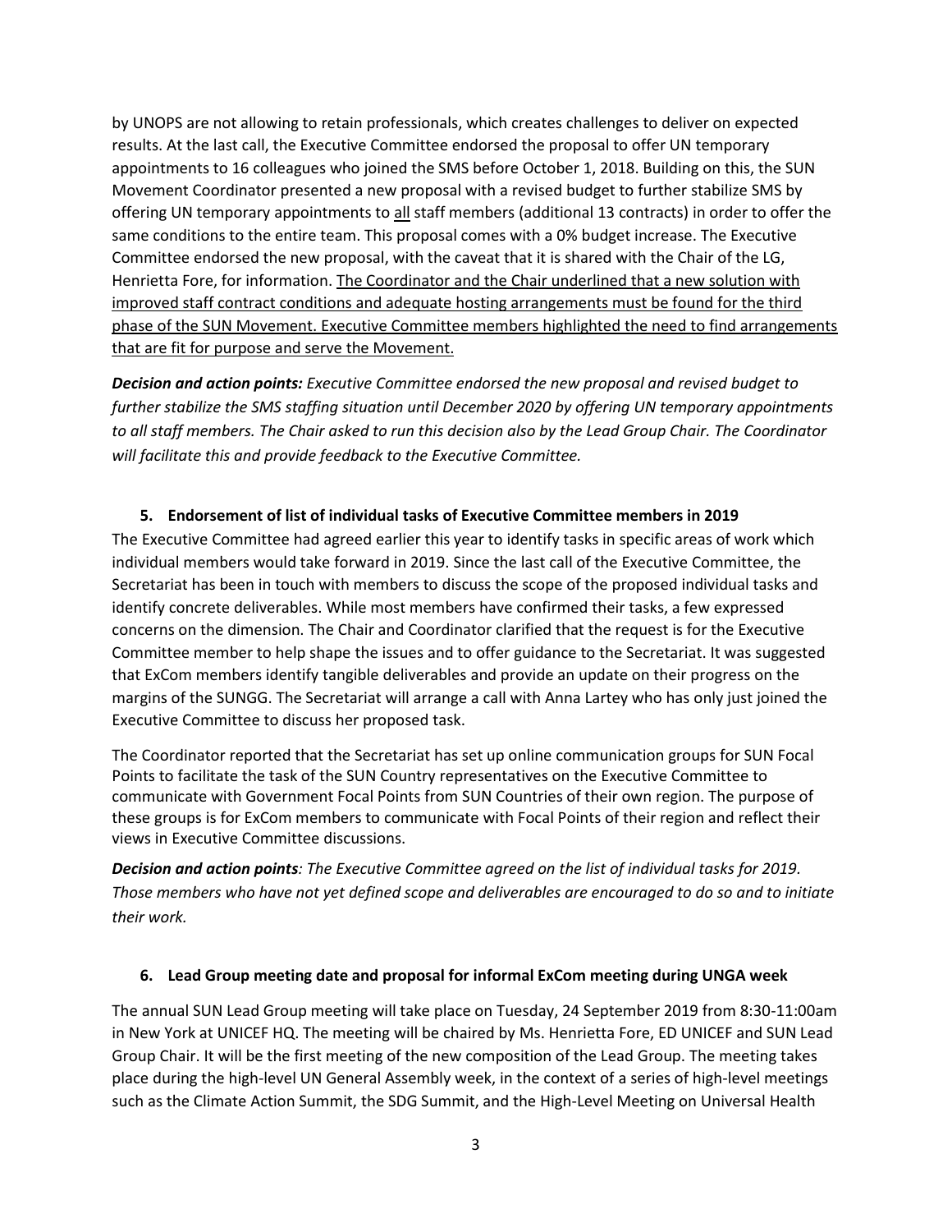by UNOPS are not allowing to retain professionals, which creates challenges to deliver on expected results. At the last call, the Executive Committee endorsed the proposal to offer UN temporary appointments to 16 colleagues who joined the SMS before October 1, 2018. Building on this, the SUN Movement Coordinator presented a new proposal with a revised budget to further stabilize SMS by offering UN temporary appointments to <u>all</u> staff members (additional 13 contracts) in order to offer the same conditions to the entire team. This proposal comes with a 0% budget increase. The Executive Committee endorsed the new proposal, with the caveat that it is shared with the Chair of the LG, Henrietta Fore, for information. <u>The Coordinator and the Chair underlined that a new solution with improved staff contract conditions and adequate hosting arrangements must be found for the third phase of the SUN Movement. Executive Committee members highlighted the need to find arrangements that are fit for purpose and serve the Movement.</u>

***Decision and action points:*** *Executive Committee endorsed the new proposal and revised budget to further stabilize the SMS staffing situation until December 2020 by offering UN temporary appointments to all staff members. The Chair asked to run this decision also by the Lead Group Chair. The Coordinator will facilitate this and provide feedback to the Executive Committee.*

### 5. Endorsement of list of individual tasks of Executive Committee members in 2019

The Executive Committee had agreed earlier this year to identify tasks in specific areas of work which individual members would take forward in 2019. Since the last call of the Executive Committee, the Secretariat has been in touch with members to discuss the scope of the proposed individual tasks and identify concrete deliverables. While most members have confirmed their tasks, a few expressed concerns on the dimension. The Chair and Coordinator clarified that the request is for the Executive Committee member to help shape the issues and to offer guidance to the Secretariat. It was suggested that ExCom members identify tangible deliverables and provide an update on their progress on the margins of the SUNGG. The Secretariat will arrange a call with Anna Lartey who has only just joined the Executive Committee to discuss her proposed task.

The Coordinator reported that the Secretariat has set up online communication groups for SUN Focal Points to facilitate the task of the SUN Country representatives on the Executive Committee to communicate with Government Focal Points from SUN Countries of their own region. The purpose of these groups is for ExCom members to communicate with Focal Points of their region and reflect their views in Executive Committee discussions.

***Decision and action points****: The Executive Committee agreed on the list of individual tasks for 2019. Those members who have not yet defined scope and deliverables are encouraged to do so and to initiate their work.*

### 6. Lead Group meeting date and proposal for informal ExCom meeting during UNGA week

The annual SUN Lead Group meeting will take place on Tuesday, 24 September 2019 from 8:30-11:00am in New York at UNICEF HQ. The meeting will be chaired by Ms. Henrietta Fore, ED UNICEF and SUN Lead Group Chair. It will be the first meeting of the new composition of the Lead Group. The meeting takes place during the high-level UN General Assembly week, in the context of a series of high-level meetings such as the Climate Action Summit, the SDG Summit, and the High-Level Meeting on Universal Health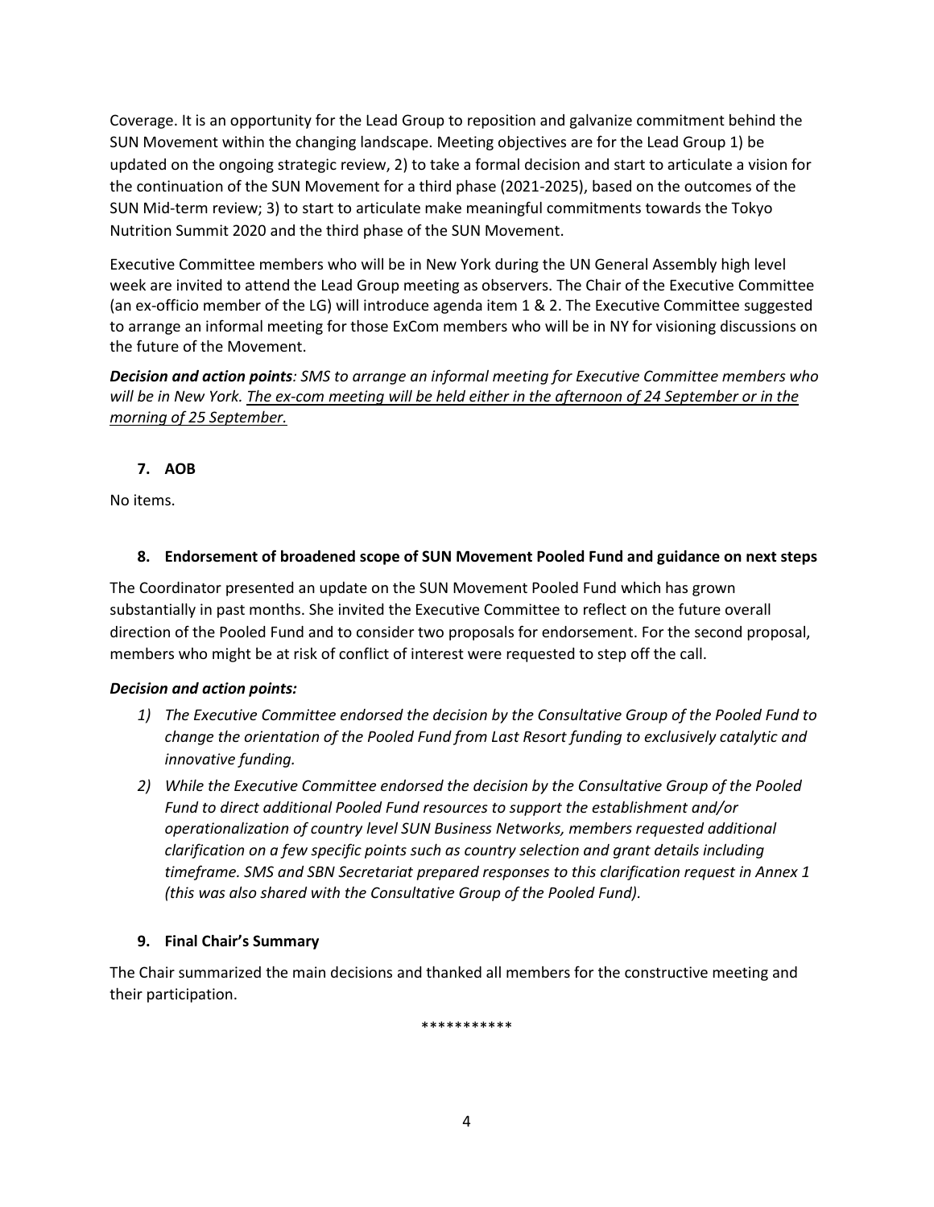Coverage. It is an opportunity for the Lead Group to reposition and galvanize commitment behind the SUN Movement within the changing landscape. Meeting objectives are for the Lead Group 1) be updated on the ongoing strategic review, 2) to take a formal decision and start to articulate a vision for the continuation of the SUN Movement for a third phase (2021-2025), based on the outcomes of the SUN Mid-term review; 3) to start to articulate make meaningful commitments towards the Tokyo Nutrition Summit 2020 and the third phase of the SUN Movement.

Executive Committee members who will be in New York during the UN General Assembly high level week are invited to attend the Lead Group meeting as observers. The Chair of the Executive Committee (an ex-officio member of the LG) will introduce agenda item 1 & 2. The Executive Committee suggested to arrange an informal meeting for those ExCom members who will be in NY for visioning discussions on the future of the Movement.

***Decision and action points****: SMS to arrange an informal meeting for Executive Committee members who will be in New York. <u>The ex-com meeting will be held either in the afternoon of 24 September or in the morning of 25 September.</u>*

### 7. AOB

No items.

### 8. Endorsement of broadened scope of SUN Movement Pooled Fund and guidance on next steps

The Coordinator presented an update on the SUN Movement Pooled Fund which has grown substantially in past months. She invited the Executive Committee to reflect on the future overall direction of the Pooled Fund and to consider two proposals for endorsement. For the second proposal, members who might be at risk of conflict of interest were requested to step off the call.

***Decision and action points:***

1) *The Executive Committee endorsed the decision by the Consultative Group of the Pooled Fund to change the orientation of the Pooled Fund from Last Resort funding to exclusively catalytic and innovative funding.*
2) *While the Executive Committee endorsed the decision by the Consultative Group of the Pooled Fund to direct additional Pooled Fund resources to support the establishment and/or operationalization of country level SUN Business Networks, members requested additional clarification on a few specific points such as country selection and grant details including timeframe. SMS and SBN Secretariat prepared responses to this clarification request in Annex 1 (this was also shared with the Consultative Group of the Pooled Fund).*

### 9. Final Chair's Summary

The Chair summarized the main decisions and thanked all members for the constructive meeting and their participation.

***********